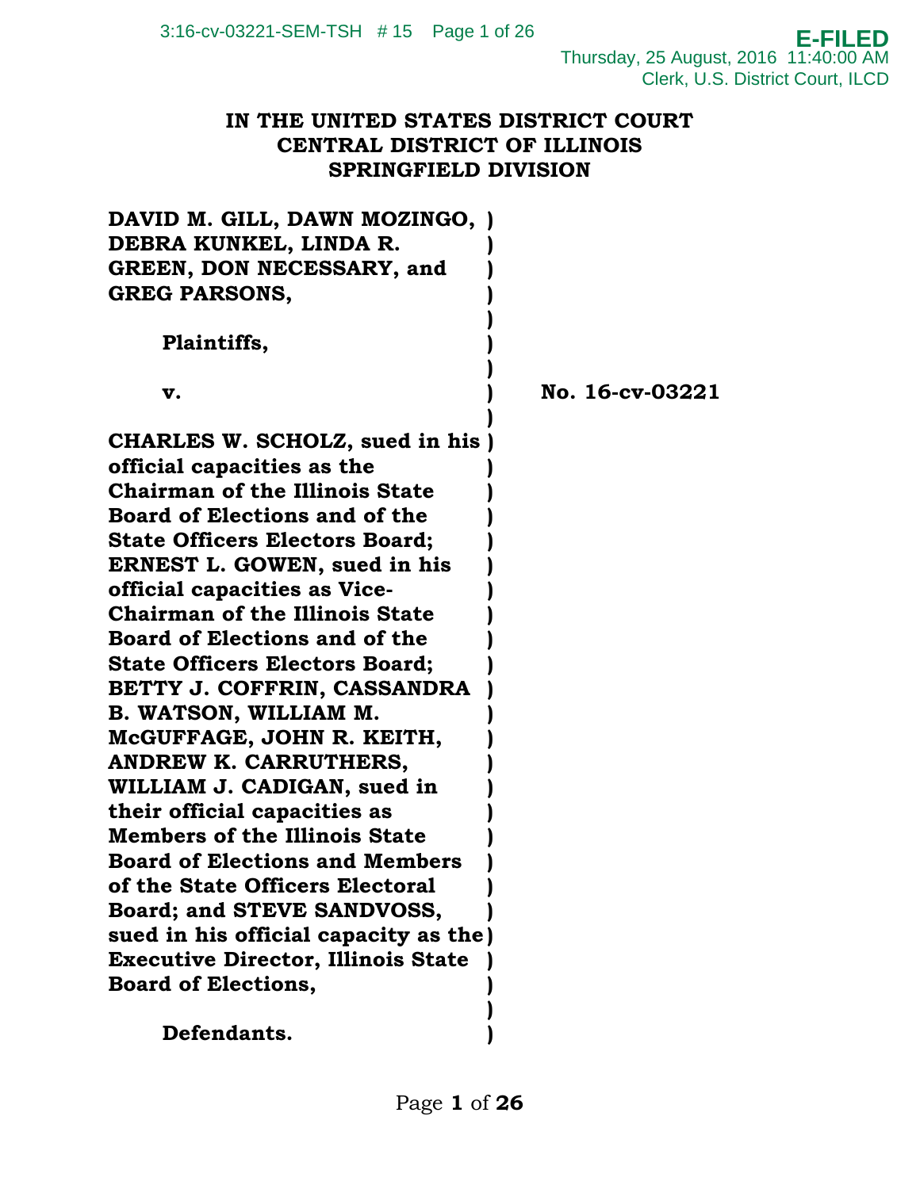**IN THE UNITED STATES DISTRICT COURT**
**CENTRAL DISTRICT OF ILLINOIS**
**SPRINGFIELD DIVISION**

**DAVID M. GILL, DAWN MOZINGO, DEBRA KUNKEL, LINDA R. GREEN, DON NECESSARY, and GREG PARSONS,**

**Plaintiffs,**

**v.**

**No. 16-cv-03221**

**CHARLES W. SCHOLZ, sued in his official capacities as the Chairman of the Illinois State Board of Elections and of the State Officers Electors Board; ERNEST L. GOWEN, sued in his official capacities as Vice-Chairman of the Illinois State Board of Elections and of the State Officers Electors Board; BETTY J. COFFRIN, CASSANDRA B. WATSON, WILLIAM M. McGUFFAGE, JOHN R. KEITH, ANDREW K. CARRUTHERS, WILLIAM J. CADIGAN, sued in their official capacities as Members of the Illinois State Board of Elections and Members of the State Officers Electoral Board; and STEVE SANDVOSS, sued in his official capacity as the Executive Director, Illinois State Board of Elections,**

**Defendants.**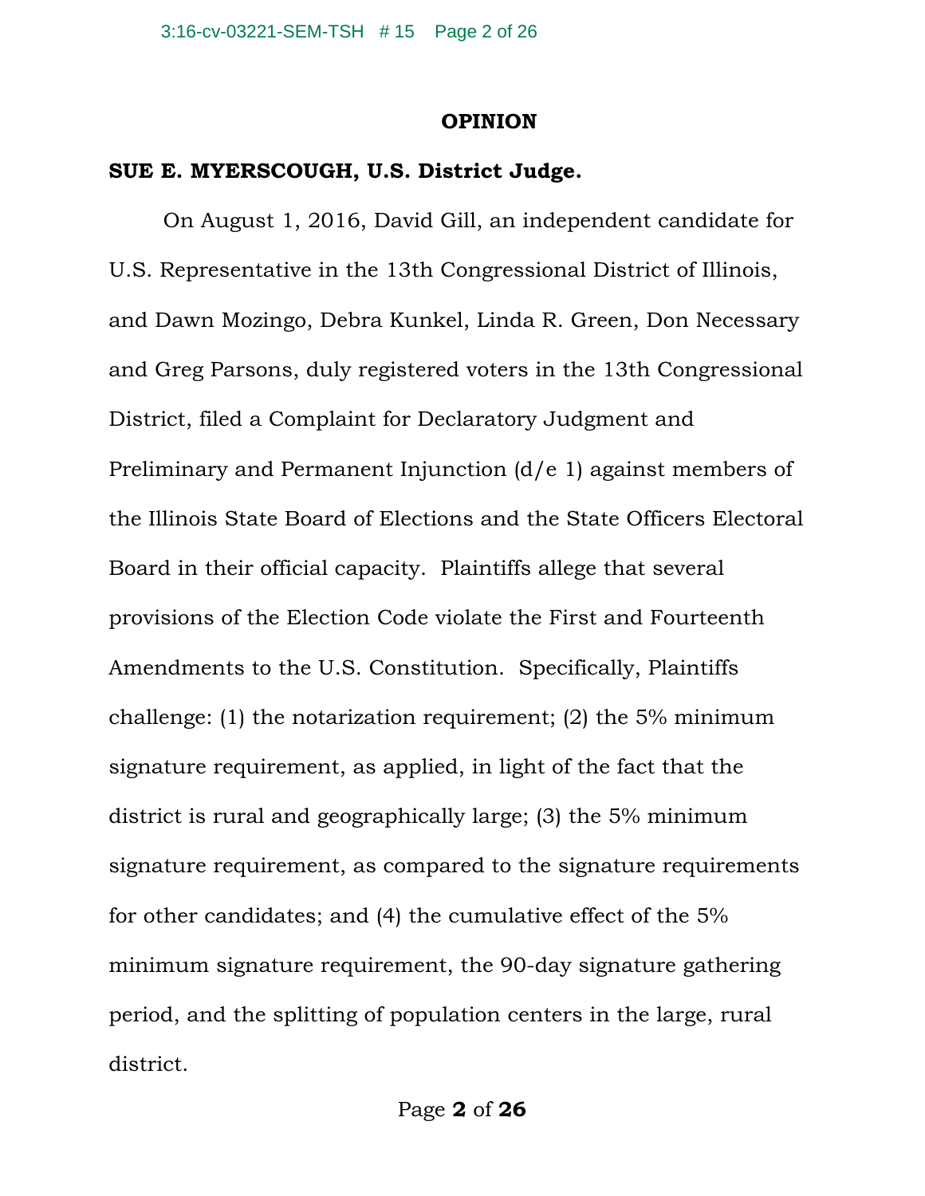**OPINION**

**SUE E. MYERSCOUGH, U.S. District Judge.**

On August 1, 2016, David Gill, an independent candidate for U.S. Representative in the 13th Congressional District of Illinois, and Dawn Mozingo, Debra Kunkel, Linda R. Green, Don Necessary and Greg Parsons, duly registered voters in the 13th Congressional District, filed a Complaint for Declaratory Judgment and Preliminary and Permanent Injunction (d/e 1) against members of the Illinois State Board of Elections and the State Officers Electoral Board in their official capacity. Plaintiffs allege that several provisions of the Election Code violate the First and Fourteenth Amendments to the U.S. Constitution. Specifically, Plaintiffs challenge: (1) the notarization requirement; (2) the 5% minimum signature requirement, as applied, in light of the fact that the district is rural and geographically large; (3) the 5% minimum signature requirement, as compared to the signature requirements for other candidates; and (4) the cumulative effect of the 5% minimum signature requirement, the 90-day signature gathering period, and the splitting of population centers in the large, rural district.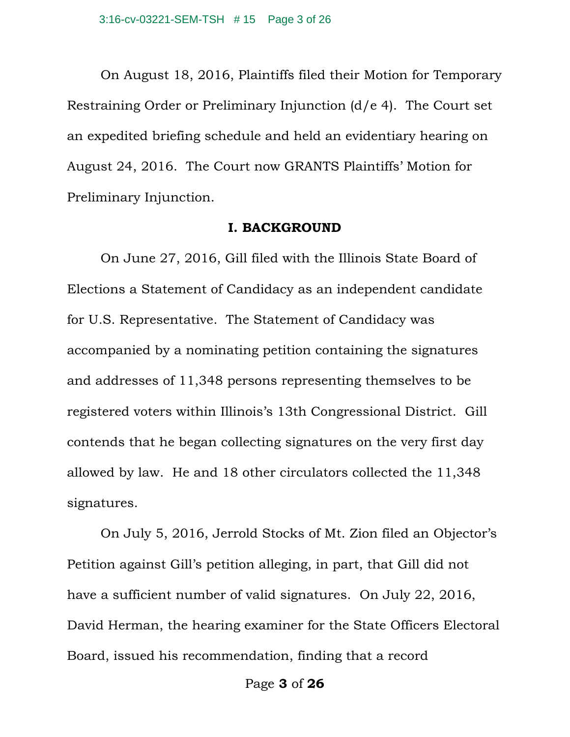On August 18, 2016, Plaintiffs filed their Motion for Temporary Restraining Order or Preliminary Injunction (d/e 4). The Court set an expedited briefing schedule and held an evidentiary hearing on August 24, 2016. The Court now GRANTS Plaintiffs' Motion for Preliminary Injunction.

## I. BACKGROUND

On June 27, 2016, Gill filed with the Illinois State Board of Elections a Statement of Candidacy as an independent candidate for U.S. Representative. The Statement of Candidacy was accompanied by a nominating petition containing the signatures and addresses of 11,348 persons representing themselves to be registered voters within Illinois's 13th Congressional District. Gill contends that he began collecting signatures on the very first day allowed by law. He and 18 other circulators collected the 11,348 signatures.

On July 5, 2016, Jerrold Stocks of Mt. Zion filed an Objector's Petition against Gill's petition alleging, in part, that Gill did not have a sufficient number of valid signatures. On July 22, 2016, David Herman, the hearing examiner for the State Officers Electoral Board, issued his recommendation, finding that a record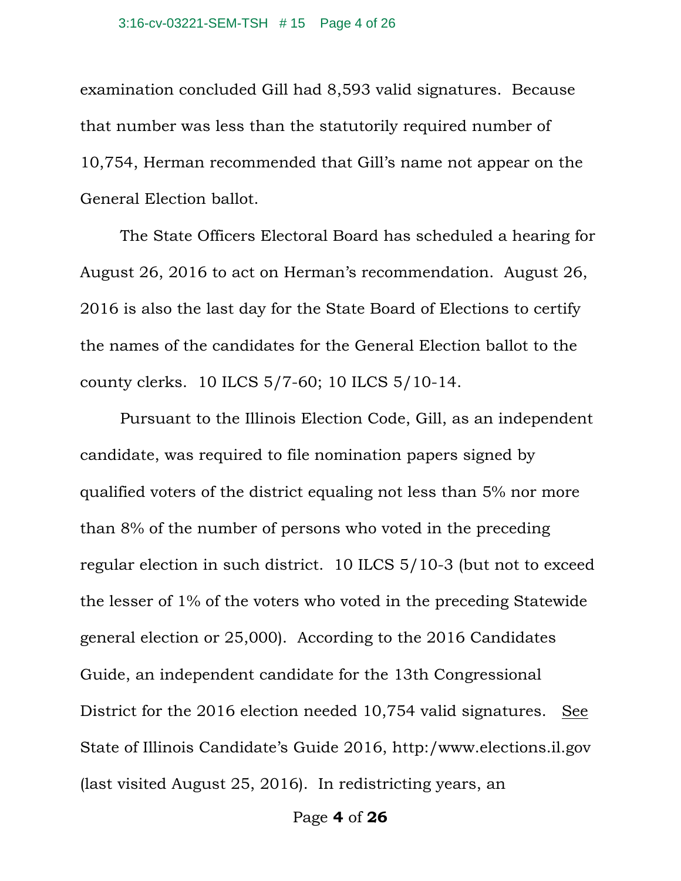examination concluded Gill had 8,593 valid signatures. Because that number was less than the statutorily required number of 10,754, Herman recommended that Gill's name not appear on the General Election ballot.

The State Officers Electoral Board has scheduled a hearing for August 26, 2016 to act on Herman's recommendation. August 26, 2016 is also the last day for the State Board of Elections to certify the names of the candidates for the General Election ballot to the county clerks. 10 ILCS 5/7-60; 10 ILCS 5/10-14.

Pursuant to the Illinois Election Code, Gill, as an independent candidate, was required to file nomination papers signed by qualified voters of the district equaling not less than 5% nor more than 8% of the number of persons who voted in the preceding regular election in such district. 10 ILCS 5/10-3 (but not to exceed the lesser of 1% of the voters who voted in the preceding Statewide general election or 25,000). According to the 2016 Candidates Guide, an independent candidate for the 13th Congressional District for the 2016 election needed 10,754 valid signatures. See State of Illinois Candidate's Guide 2016, http:/www.elections.il.gov (last visited August 25, 2016). In redistricting years, an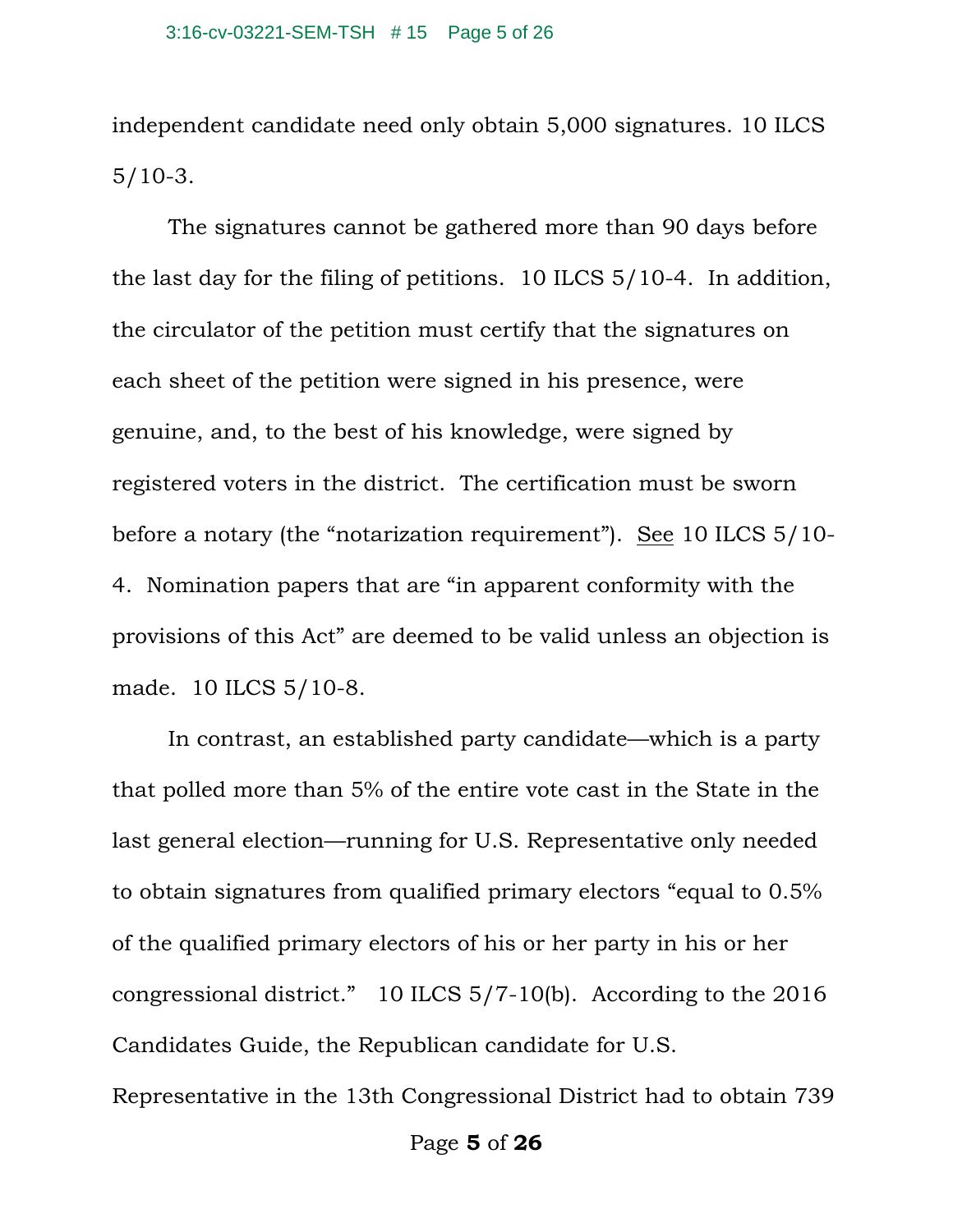independent candidate need only obtain 5,000 signatures. 10 ILCS 5/10-3.

The signatures cannot be gathered more than 90 days before the last day for the filing of petitions. 10 ILCS 5/10-4. In addition, the circulator of the petition must certify that the signatures on each sheet of the petition were signed in his presence, were genuine, and, to the best of his knowledge, were signed by registered voters in the district. The certification must be sworn before a notary (the "notarization requirement"). See 10 ILCS 5/10-4. Nomination papers that are "in apparent conformity with the provisions of this Act" are deemed to be valid unless an objection is made. 10 ILCS 5/10-8.

In contrast, an established party candidate—which is a party that polled more than 5% of the entire vote cast in the State in the last general election—running for U.S. Representative only needed to obtain signatures from qualified primary electors "equal to 0.5% of the qualified primary electors of his or her party in his or her congressional district." 10 ILCS 5/7-10(b). According to the 2016 Candidates Guide, the Republican candidate for U.S. Representative in the 13th Congressional District had to obtain 739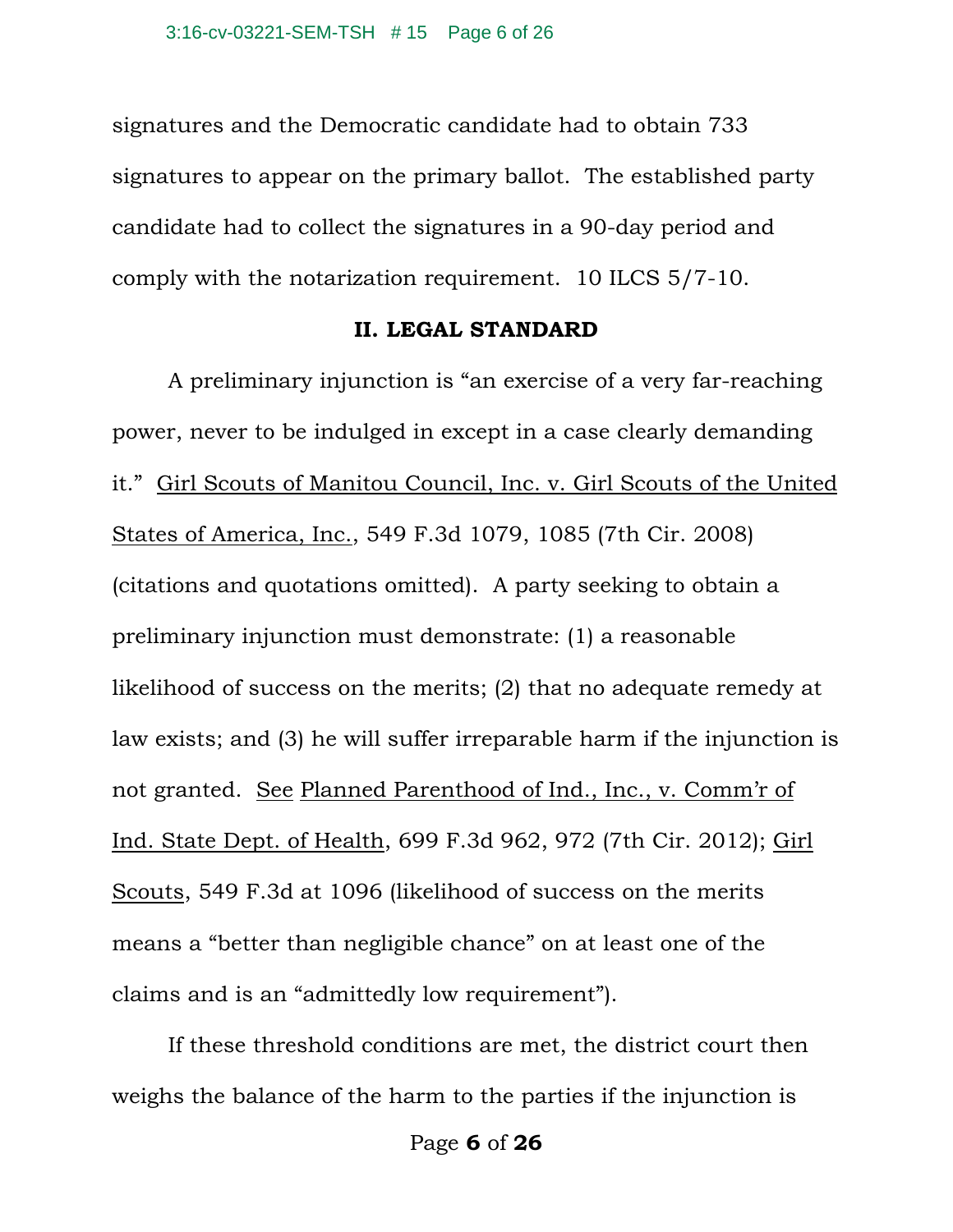signatures and the Democratic candidate had to obtain 733 signatures to appear on the primary ballot. The established party candidate had to collect the signatures in a 90-day period and comply with the notarization requirement. 10 ILCS 5/7-10.

## II. LEGAL STANDARD

A preliminary injunction is "an exercise of a very far-reaching power, never to be indulged in except in a case clearly demanding it." Girl Scouts of Manitou Council, Inc. v. Girl Scouts of the United States of America, Inc., 549 F.3d 1079, 1085 (7th Cir. 2008) (citations and quotations omitted). A party seeking to obtain a preliminary injunction must demonstrate: (1) a reasonable likelihood of success on the merits; (2) that no adequate remedy at law exists; and (3) he will suffer irreparable harm if the injunction is not granted. See Planned Parenthood of Ind., Inc., v. Comm'r of Ind. State Dept. of Health, 699 F.3d 962, 972 (7th Cir. 2012); Girl Scouts, 549 F.3d at 1096 (likelihood of success on the merits means a "better than negligible chance" on at least one of the claims and is an "admittedly low requirement").

If these threshold conditions are met, the district court then weighs the balance of the harm to the parties if the injunction is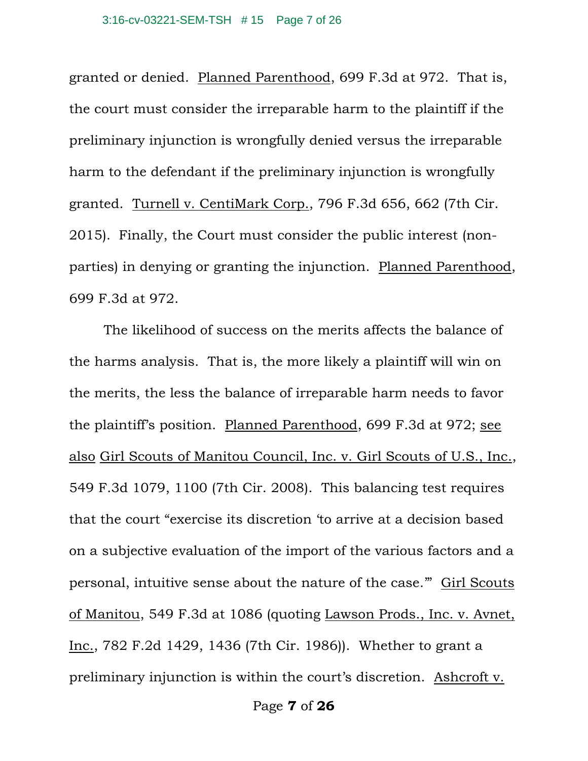granted or denied. Planned Parenthood, 699 F.3d at 972. That is, the court must consider the irreparable harm to the plaintiff if the preliminary injunction is wrongfully denied versus the irreparable harm to the defendant if the preliminary injunction is wrongfully granted. Turnell v. CentiMark Corp., 796 F.3d 656, 662 (7th Cir. 2015). Finally, the Court must consider the public interest (non-parties) in denying or granting the injunction. Planned Parenthood, 699 F.3d at 972.

The likelihood of success on the merits affects the balance of the harms analysis. That is, the more likely a plaintiff will win on the merits, the less the balance of irreparable harm needs to favor the plaintiff's position. Planned Parenthood, 699 F.3d at 972; see also Girl Scouts of Manitou Council, Inc. v. Girl Scouts of U.S., Inc., 549 F.3d 1079, 1100 (7th Cir. 2008). This balancing test requires that the court "exercise its discretion 'to arrive at a decision based on a subjective evaluation of the import of the various factors and a personal, intuitive sense about the nature of the case.'" Girl Scouts of Manitou, 549 F.3d at 1086 (quoting Lawson Prods., Inc. v. Avnet, Inc., 782 F.2d 1429, 1436 (7th Cir. 1986)). Whether to grant a preliminary injunction is within the court's discretion. Ashcroft v.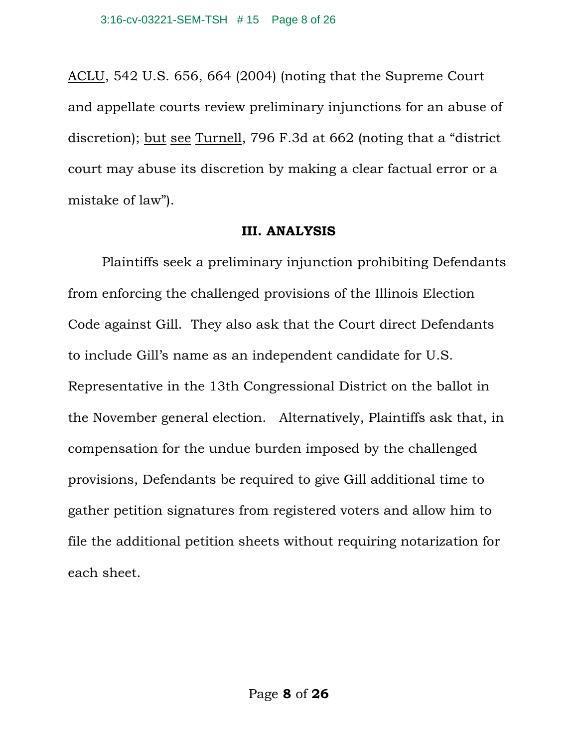ACLU, 542 U.S. 656, 664 (2004) (noting that the Supreme Court and appellate courts review preliminary injunctions for an abuse of discretion); but see Turnell, 796 F.3d at 662 (noting that a "district court may abuse its discretion by making a clear factual error or a mistake of law").

## III. ANALYSIS

Plaintiffs seek a preliminary injunction prohibiting Defendants from enforcing the challenged provisions of the Illinois Election Code against Gill. They also ask that the Court direct Defendants to include Gill's name as an independent candidate for U.S. Representative in the 13th Congressional District on the ballot in the November general election. Alternatively, Plaintiffs ask that, in compensation for the undue burden imposed by the challenged provisions, Defendants be required to give Gill additional time to gather petition signatures from registered voters and allow him to file the additional petition sheets without requiring notarization for each sheet.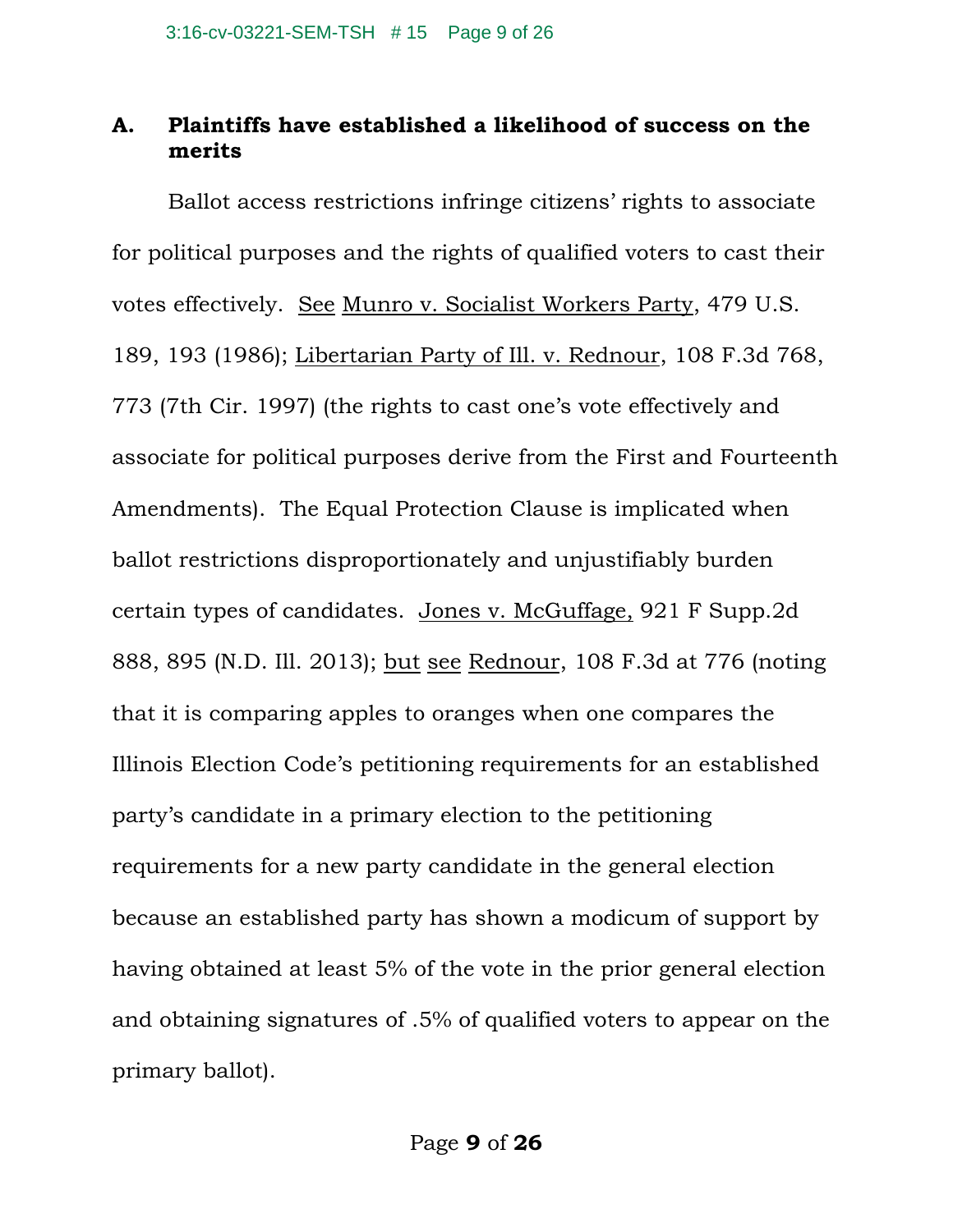### A. Plaintiffs have established a likelihood of success on the merits

Ballot access restrictions infringe citizens' rights to associate for political purposes and the rights of qualified voters to cast their votes effectively. See Munro v. Socialist Workers Party, 479 U.S. 189, 193 (1986); Libertarian Party of Ill. v. Rednour, 108 F.3d 768, 773 (7th Cir. 1997) (the rights to cast one's vote effectively and associate for political purposes derive from the First and Fourteenth Amendments). The Equal Protection Clause is implicated when ballot restrictions disproportionately and unjustifiably burden certain types of candidates. Jones v. McGuffage, 921 F Supp.2d 888, 895 (N.D. Ill. 2013); but see Rednour, 108 F.3d at 776 (noting that it is comparing apples to oranges when one compares the Illinois Election Code's petitioning requirements for an established party's candidate in a primary election to the petitioning requirements for a new party candidate in the general election because an established party has shown a modicum of support by having obtained at least 5% of the vote in the prior general election and obtaining signatures of .5% of qualified voters to appear on the primary ballot).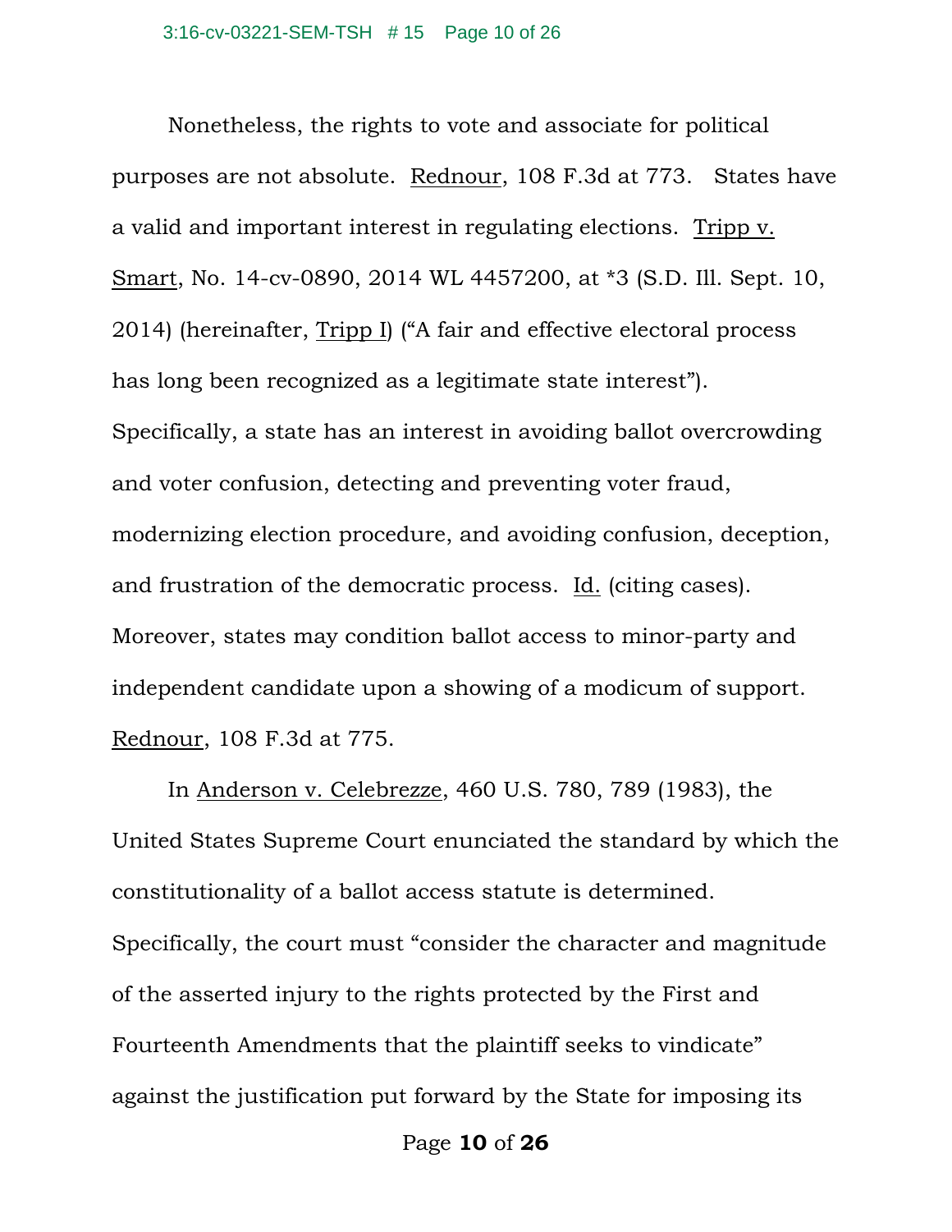Nonetheless, the rights to vote and associate for political purposes are not absolute. Rednour, 108 F.3d at 773. States have a valid and important interest in regulating elections. Tripp v. Smart, No. 14-cv-0890, 2014 WL 4457200, at *3 (S.D. Ill. Sept. 10, 2014) (hereinafter, Tripp I) ("A fair and effective electoral process has long been recognized as a legitimate state interest"). Specifically, a state has an interest in avoiding ballot overcrowding and voter confusion, detecting and preventing voter fraud, modernizing election procedure, and avoiding confusion, deception, and frustration of the democratic process. Id. (citing cases). Moreover, states may condition ballot access to minor-party and independent candidate upon a showing of a modicum of support. Rednour, 108 F.3d at 775.

In Anderson v. Celebrezze, 460 U.S. 780, 789 (1983), the United States Supreme Court enunciated the standard by which the constitutionality of a ballot access statute is determined. Specifically, the court must "consider the character and magnitude of the asserted injury to the rights protected by the First and Fourteenth Amendments that the plaintiff seeks to vindicate" against the justification put forward by the State for imposing its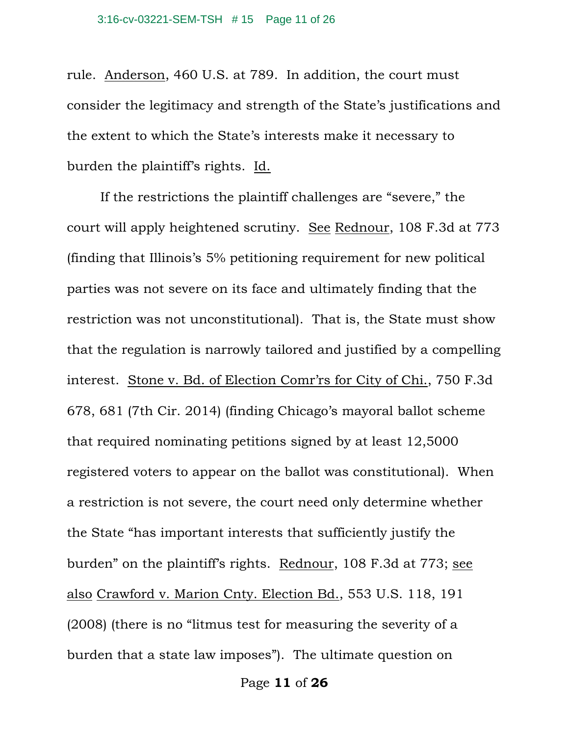rule. Anderson, 460 U.S. at 789. In addition, the court must consider the legitimacy and strength of the State's justifications and the extent to which the State's interests make it necessary to burden the plaintiff's rights. Id.

If the restrictions the plaintiff challenges are "severe," the court will apply heightened scrutiny. See Rednour, 108 F.3d at 773 (finding that Illinois's 5% petitioning requirement for new political parties was not severe on its face and ultimately finding that the restriction was not unconstitutional). That is, the State must show that the regulation is narrowly tailored and justified by a compelling interest. Stone v. Bd. of Election Comr'rs for City of Chi., 750 F.3d 678, 681 (7th Cir. 2014) (finding Chicago's mayoral ballot scheme that required nominating petitions signed by at least 12,5000 registered voters to appear on the ballot was constitutional). When a restriction is not severe, the court need only determine whether the State "has important interests that sufficiently justify the burden" on the plaintiff's rights. Rednour, 108 F.3d at 773; see also Crawford v. Marion Cnty. Election Bd., 553 U.S. 118, 191 (2008) (there is no "litmus test for measuring the severity of a burden that a state law imposes"). The ultimate question on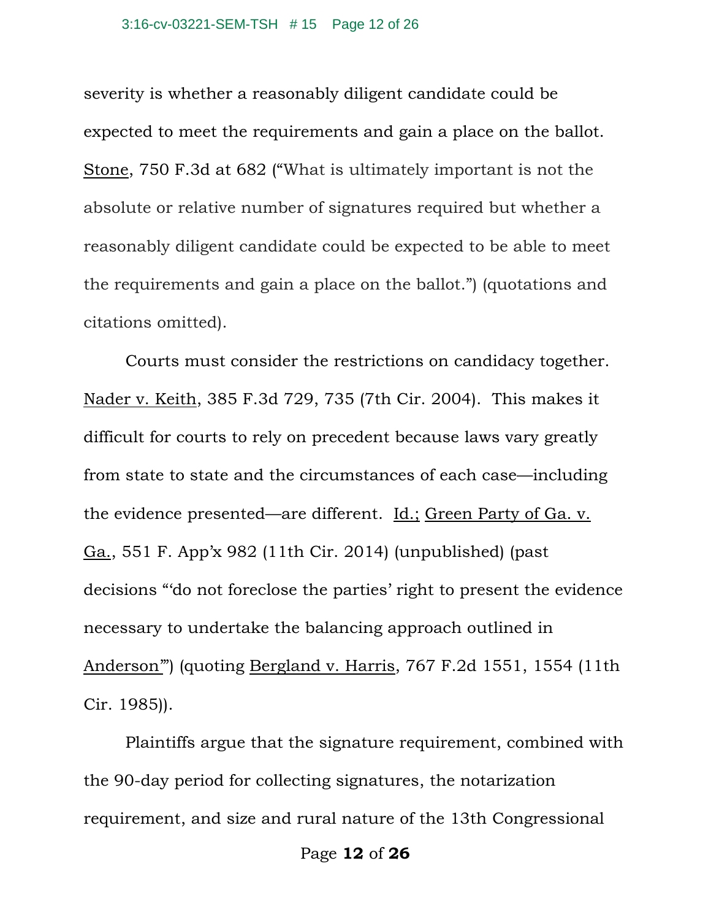severity is whether a reasonably diligent candidate could be expected to meet the requirements and gain a place on the ballot. Stone, 750 F.3d at 682 ("What is ultimately important is not the absolute or relative number of signatures required but whether a reasonably diligent candidate could be expected to be able to meet the requirements and gain a place on the ballot.") (quotations and citations omitted).

Courts must consider the restrictions on candidacy together. Nader v. Keith, 385 F.3d 729, 735 (7th Cir. 2004). This makes it difficult for courts to rely on precedent because laws vary greatly from state to state and the circumstances of each case—including the evidence presented—are different. Id.; Green Party of Ga. v. Ga., 551 F. App'x 982 (11th Cir. 2014) (unpublished) (past decisions "'do not foreclose the parties' right to present the evidence necessary to undertake the balancing approach outlined in Anderson'") (quoting Bergland v. Harris, 767 F.2d 1551, 1554 (11th Cir. 1985)).

Plaintiffs argue that the signature requirement, combined with the 90-day period for collecting signatures, the notarization requirement, and size and rural nature of the 13th Congressional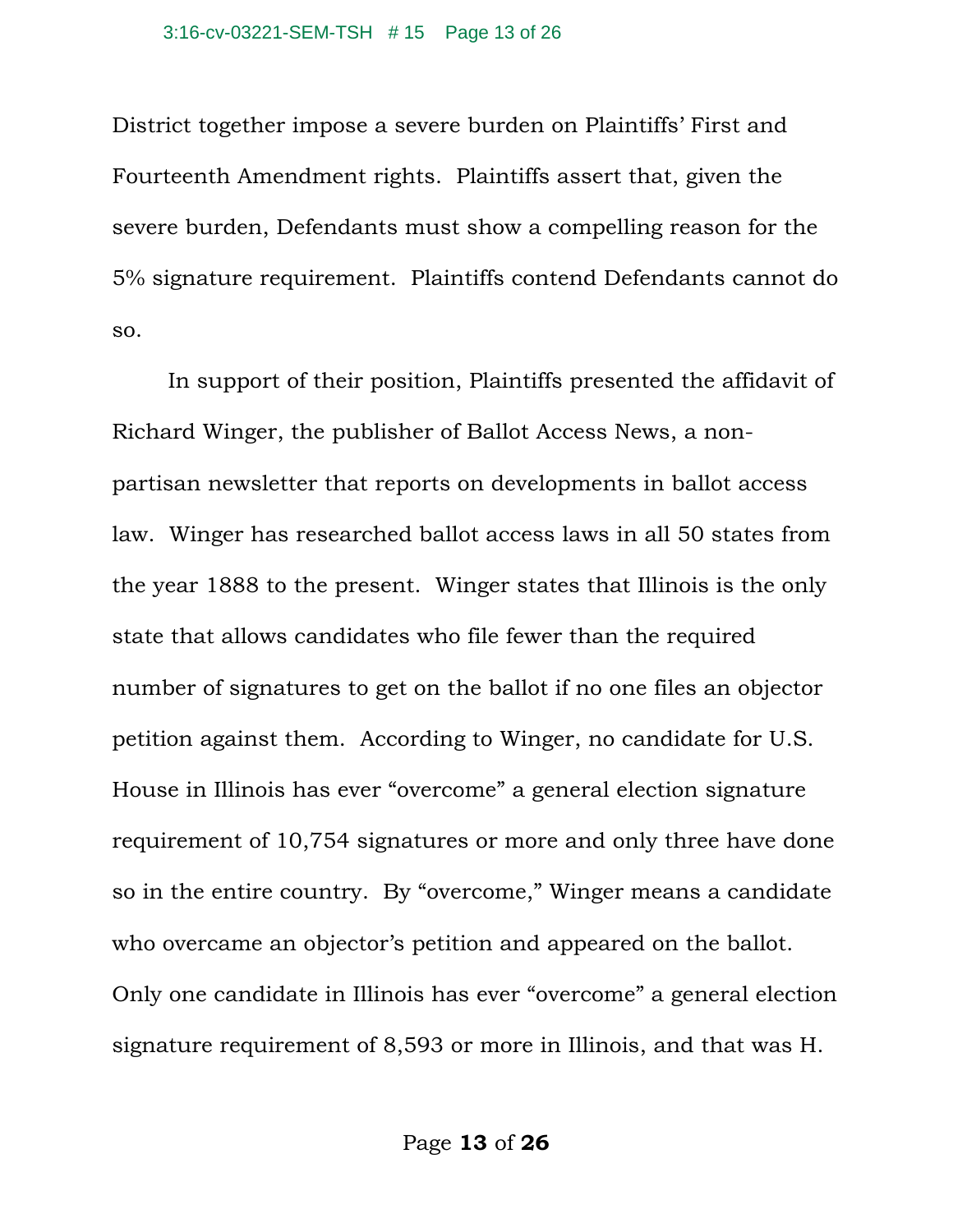District together impose a severe burden on Plaintiffs' First and Fourteenth Amendment rights. Plaintiffs assert that, given the severe burden, Defendants must show a compelling reason for the 5% signature requirement. Plaintiffs contend Defendants cannot do so.

In support of their position, Plaintiffs presented the affidavit of Richard Winger, the publisher of Ballot Access News, a non-partisan newsletter that reports on developments in ballot access law. Winger has researched ballot access laws in all 50 states from the year 1888 to the present. Winger states that Illinois is the only state that allows candidates who file fewer than the required number of signatures to get on the ballot if no one files an objector petition against them. According to Winger, no candidate for U.S. House in Illinois has ever "overcome" a general election signature requirement of 10,754 signatures or more and only three have done so in the entire country. By "overcome," Winger means a candidate who overcame an objector's petition and appeared on the ballot. Only one candidate in Illinois has ever "overcome" a general election signature requirement of 8,593 or more in Illinois, and that was H.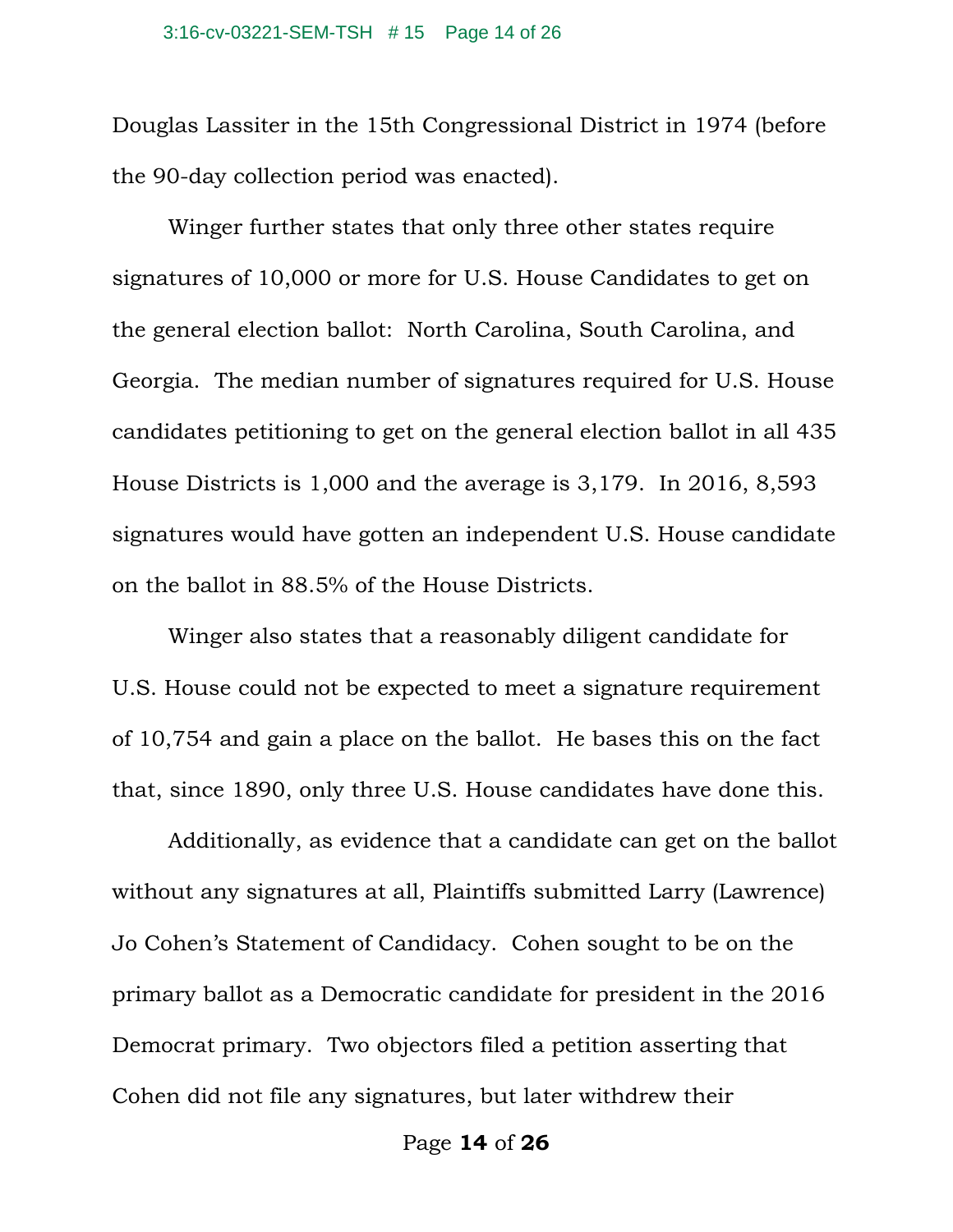Douglas Lassiter in the 15th Congressional District in 1974 (before the 90-day collection period was enacted).

Winger further states that only three other states require signatures of 10,000 or more for U.S. House Candidates to get on the general election ballot: North Carolina, South Carolina, and Georgia. The median number of signatures required for U.S. House candidates petitioning to get on the general election ballot in all 435 House Districts is 1,000 and the average is 3,179. In 2016, 8,593 signatures would have gotten an independent U.S. House candidate on the ballot in 88.5% of the House Districts.

Winger also states that a reasonably diligent candidate for U.S. House could not be expected to meet a signature requirement of 10,754 and gain a place on the ballot. He bases this on the fact that, since 1890, only three U.S. House candidates have done this.

Additionally, as evidence that a candidate can get on the ballot without any signatures at all, Plaintiffs submitted Larry (Lawrence) Jo Cohen's Statement of Candidacy. Cohen sought to be on the primary ballot as a Democratic candidate for president in the 2016 Democrat primary. Two objectors filed a petition asserting that Cohen did not file any signatures, but later withdrew their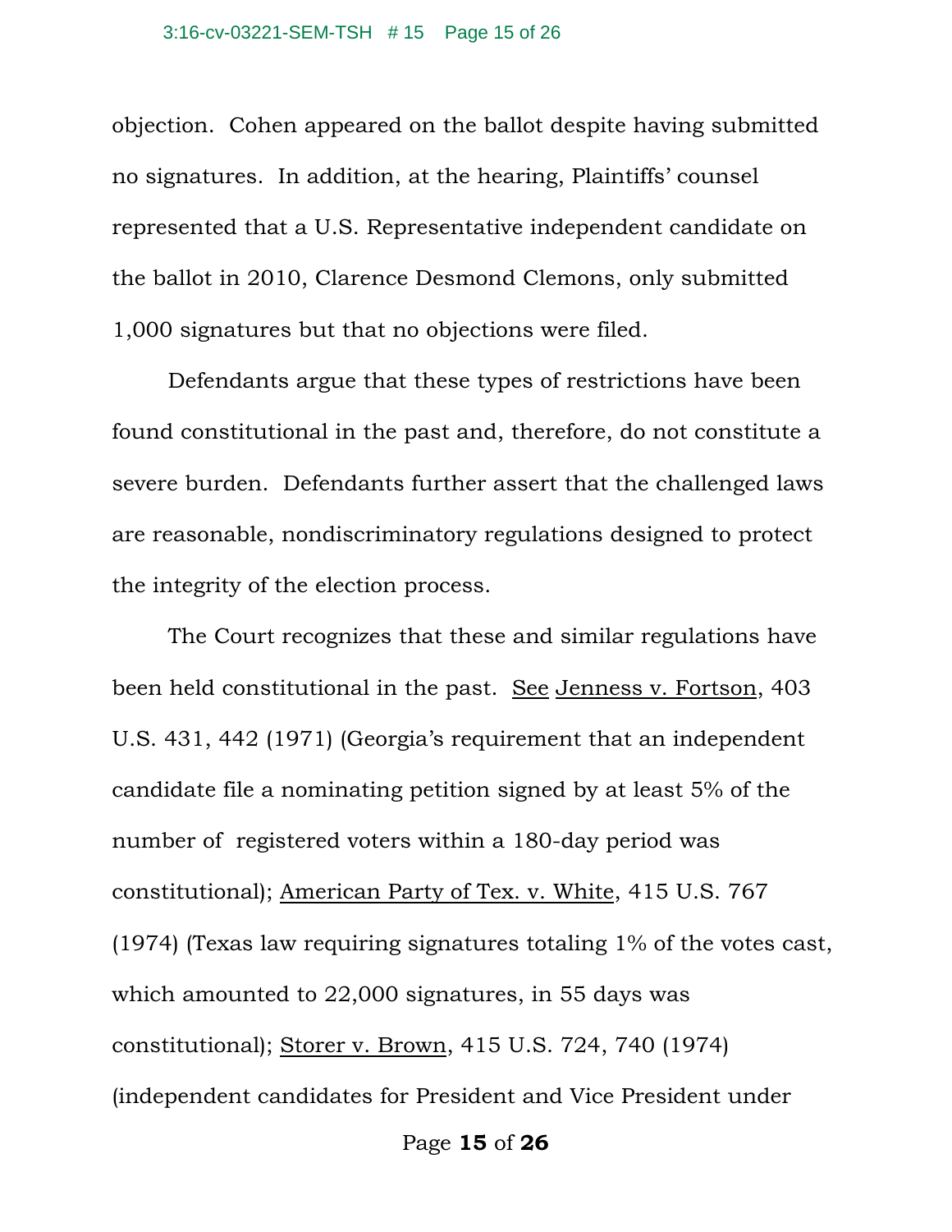objection. Cohen appeared on the ballot despite having submitted no signatures. In addition, at the hearing, Plaintiffs' counsel represented that a U.S. Representative independent candidate on the ballot in 2010, Clarence Desmond Clemons, only submitted 1,000 signatures but that no objections were filed.

Defendants argue that these types of restrictions have been found constitutional in the past and, therefore, do not constitute a severe burden. Defendants further assert that the challenged laws are reasonable, nondiscriminatory regulations designed to protect the integrity of the election process.

The Court recognizes that these and similar regulations have been held constitutional in the past. See Jenness v. Fortson, 403 U.S. 431, 442 (1971) (Georgia's requirement that an independent candidate file a nominating petition signed by at least 5% of the number of registered voters within a 180-day period was constitutional); American Party of Tex. v. White, 415 U.S. 767 (1974) (Texas law requiring signatures totaling 1% of the votes cast, which amounted to 22,000 signatures, in 55 days was constitutional); Storer v. Brown, 415 U.S. 724, 740 (1974) (independent candidates for President and Vice President under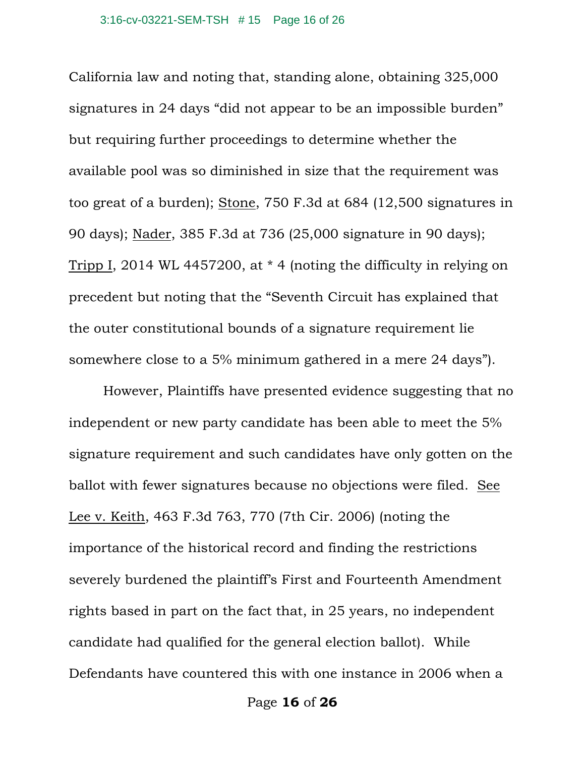California law and noting that, standing alone, obtaining 325,000 signatures in 24 days "did not appear to be an impossible burden" but requiring further proceedings to determine whether the available pool was so diminished in size that the requirement was too great of a burden); Stone, 750 F.3d at 684 (12,500 signatures in 90 days); Nader, 385 F.3d at 736 (25,000 signature in 90 days); Tripp I, 2014 WL 4457200, at * 4 (noting the difficulty in relying on precedent but noting that the "Seventh Circuit has explained that the outer constitutional bounds of a signature requirement lie somewhere close to a 5% minimum gathered in a mere 24 days").

However, Plaintiffs have presented evidence suggesting that no independent or new party candidate has been able to meet the 5% signature requirement and such candidates have only gotten on the ballot with fewer signatures because no objections were filed. See Lee v. Keith, 463 F.3d 763, 770 (7th Cir. 2006) (noting the importance of the historical record and finding the restrictions severely burdened the plaintiff's First and Fourteenth Amendment rights based in part on the fact that, in 25 years, no independent candidate had qualified for the general election ballot). While Defendants have countered this with one instance in 2006 when a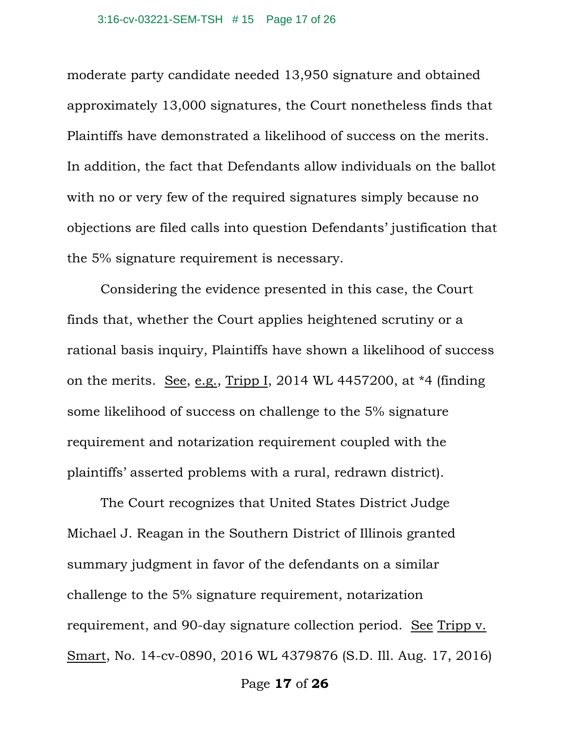moderate party candidate needed 13,950 signature and obtained approximately 13,000 signatures, the Court nonetheless finds that Plaintiffs have demonstrated a likelihood of success on the merits. In addition, the fact that Defendants allow individuals on the ballot with no or very few of the required signatures simply because no objections are filed calls into question Defendants' justification that the 5% signature requirement is necessary.

Considering the evidence presented in this case, the Court finds that, whether the Court applies heightened scrutiny or a rational basis inquiry, Plaintiffs have shown a likelihood of success on the merits. See, e.g., Tripp I, 2014 WL 4457200, at *4 (finding some likelihood of success on challenge to the 5% signature requirement and notarization requirement coupled with the plaintiffs' asserted problems with a rural, redrawn district).

The Court recognizes that United States District Judge Michael J. Reagan in the Southern District of Illinois granted summary judgment in favor of the defendants on a similar challenge to the 5% signature requirement, notarization requirement, and 90-day signature collection period. See Tripp v. Smart, No. 14-cv-0890, 2016 WL 4379876 (S.D. Ill. Aug. 17, 2016)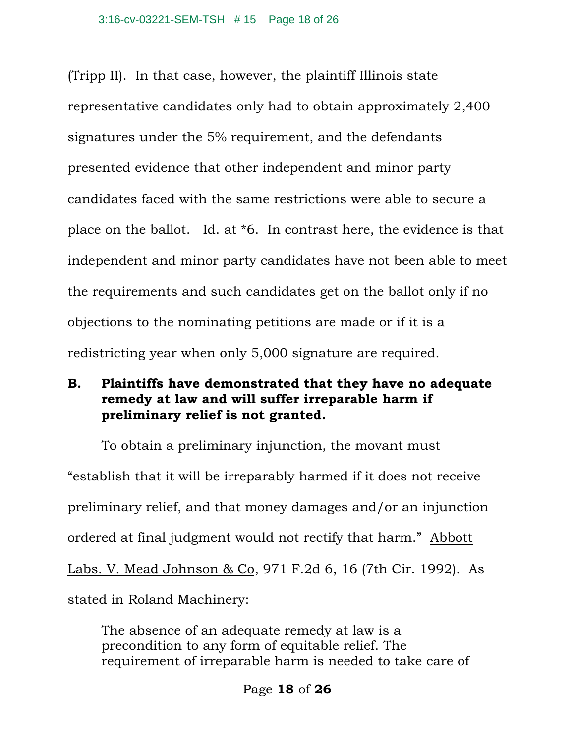(Tripp II). In that case, however, the plaintiff Illinois state representative candidates only had to obtain approximately 2,400 signatures under the 5% requirement, and the defendants presented evidence that other independent and minor party candidates faced with the same restrictions were able to secure a place on the ballot. Id. at *6. In contrast here, the evidence is that independent and minor party candidates have not been able to meet the requirements and such candidates get on the ballot only if no objections to the nominating petitions are made or if it is a redistricting year when only 5,000 signature are required.

**B. Plaintiffs have demonstrated that they have no adequate remedy at law and will suffer irreparable harm if preliminary relief is not granted.**

To obtain a preliminary injunction, the movant must "establish that it will be irreparably harmed if it does not receive preliminary relief, and that money damages and/or an injunction ordered at final judgment would not rectify that harm." Abbott Labs. V. Mead Johnson & Co, 971 F.2d 6, 16 (7th Cir. 1992). As stated in Roland Machinery:

> The absence of an adequate remedy at law is a precondition to any form of equitable relief. The requirement of irreparable harm is needed to take care of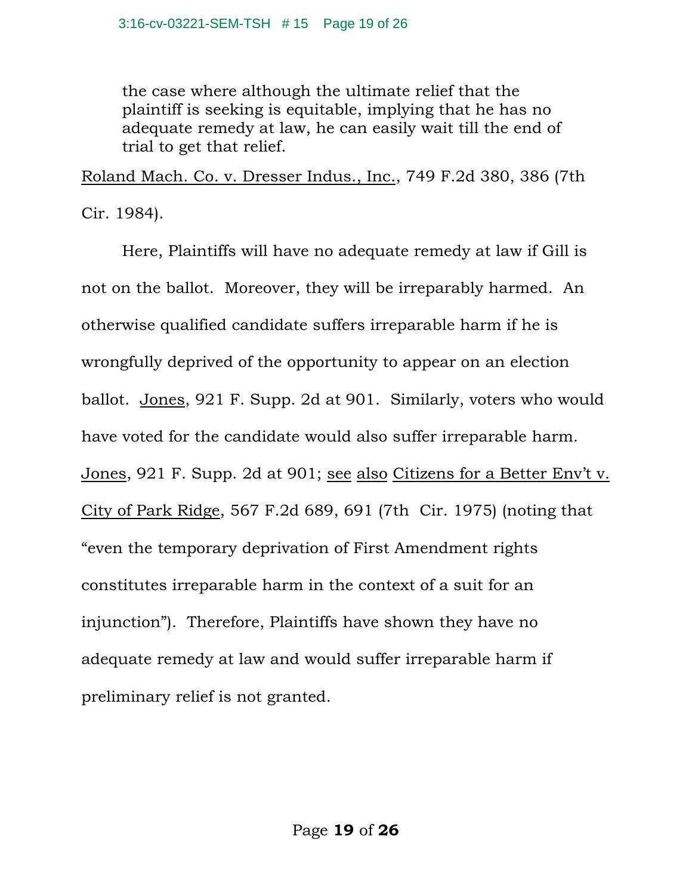> the case where although the ultimate relief that the plaintiff is seeking is equitable, implying that he has no adequate remedy at law, he can easily wait till the end of trial to get that relief.

Roland Mach. Co. v. Dresser Indus., Inc., 749 F.2d 380, 386 (7th Cir. 1984).

Here, Plaintiffs will have no adequate remedy at law if Gill is not on the ballot. Moreover, they will be irreparably harmed. An otherwise qualified candidate suffers irreparable harm if he is wrongfully deprived of the opportunity to appear on an election ballot. Jones, 921 F. Supp. 2d at 901. Similarly, voters who would have voted for the candidate would also suffer irreparable harm. Jones, 921 F. Supp. 2d at 901; see also Citizens for a Better Env't v. City of Park Ridge, 567 F.2d 689, 691 (7th Cir. 1975) (noting that "even the temporary deprivation of First Amendment rights constitutes irreparable harm in the context of a suit for an injunction"). Therefore, Plaintiffs have shown they have no adequate remedy at law and would suffer irreparable harm if preliminary relief is not granted.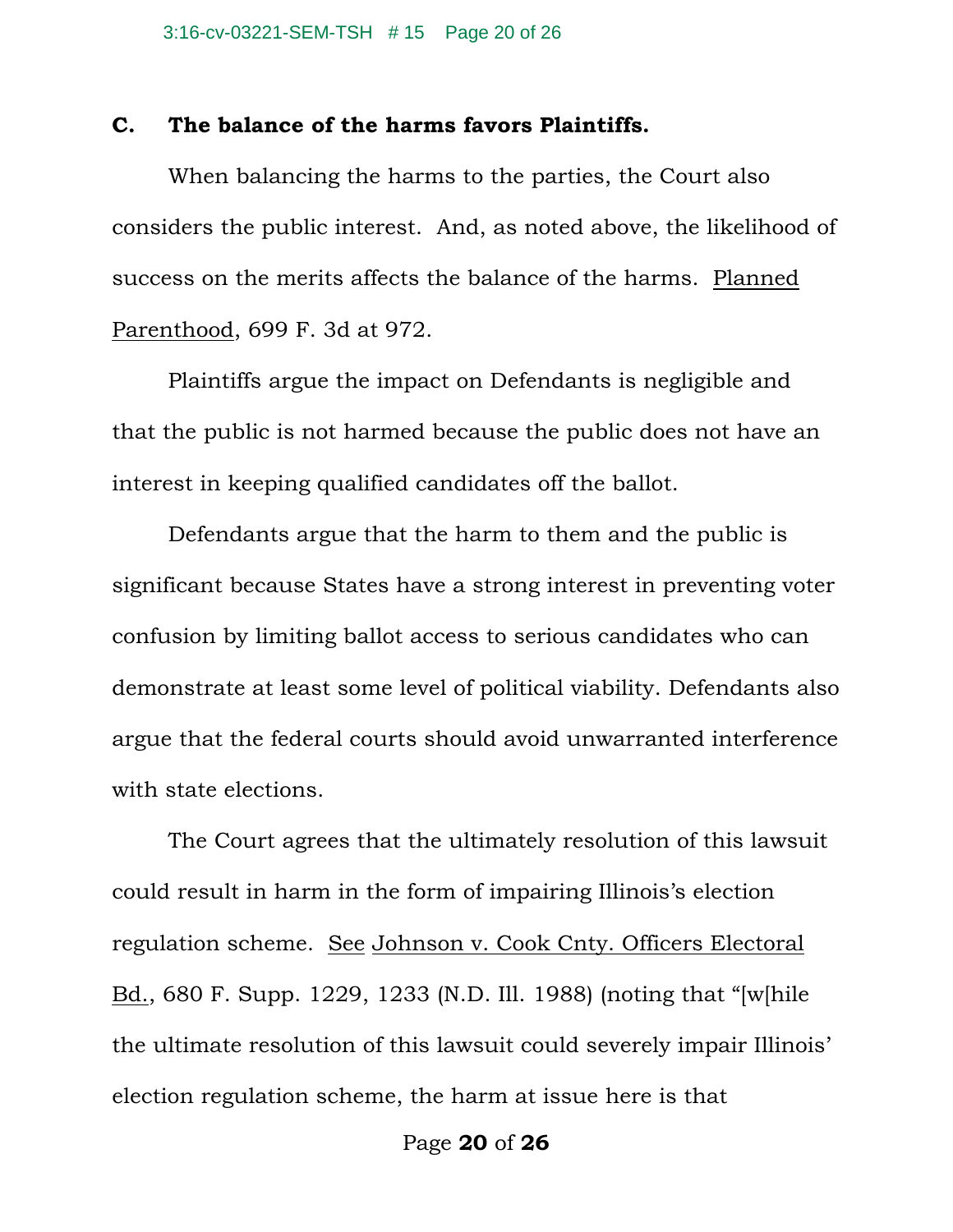### C. The balance of the harms favors Plaintiffs.

When balancing the harms to the parties, the Court also considers the public interest. And, as noted above, the likelihood of success on the merits affects the balance of the harms. Planned Parenthood, 699 F. 3d at 972.

Plaintiffs argue the impact on Defendants is negligible and that the public is not harmed because the public does not have an interest in keeping qualified candidates off the ballot.

Defendants argue that the harm to them and the public is significant because States have a strong interest in preventing voter confusion by limiting ballot access to serious candidates who can demonstrate at least some level of political viability. Defendants also argue that the federal courts should avoid unwarranted interference with state elections.

The Court agrees that the ultimately resolution of this lawsuit could result in harm in the form of impairing Illinois's election regulation scheme. See Johnson v. Cook Cnty. Officers Electoral Bd., 680 F. Supp. 1229, 1233 (N.D. Ill. 1988) (noting that "[w[hile the ultimate resolution of this lawsuit could severely impair Illinois' election regulation scheme, the harm at issue here is that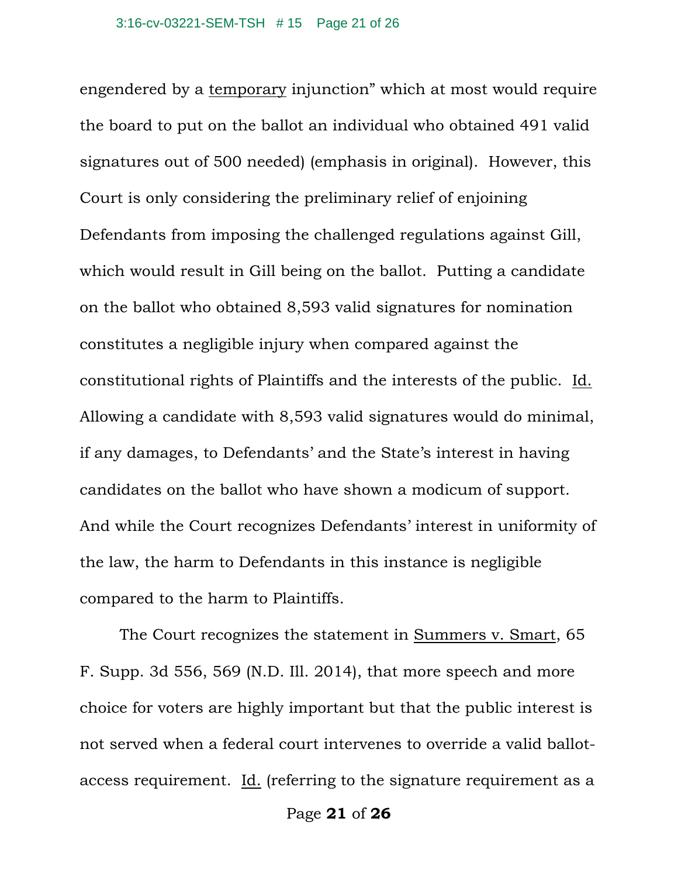engendered by a <u>temporary</u> injunction" which at most would require the board to put on the ballot an individual who obtained 491 valid signatures out of 500 needed) (emphasis in original). However, this Court is only considering the preliminary relief of enjoining Defendants from imposing the challenged regulations against Gill, which would result in Gill being on the ballot. Putting a candidate on the ballot who obtained 8,593 valid signatures for nomination constitutes a negligible injury when compared against the constitutional rights of Plaintiffs and the interests of the public. <u>Id.</u> Allowing a candidate with 8,593 valid signatures would do minimal, if any damages, to Defendants' and the State's interest in having candidates on the ballot who have shown a modicum of support. And while the Court recognizes Defendants' interest in uniformity of the law, the harm to Defendants in this instance is negligible compared to the harm to Plaintiffs.

The Court recognizes the statement in <u>Summers v. Smart</u>, 65 F. Supp. 3d 556, 569 (N.D. Ill. 2014), that more speech and more choice for voters are highly important but that the public interest is not served when a federal court intervenes to override a valid ballot-access requirement. <u>Id.</u> (referring to the signature requirement as a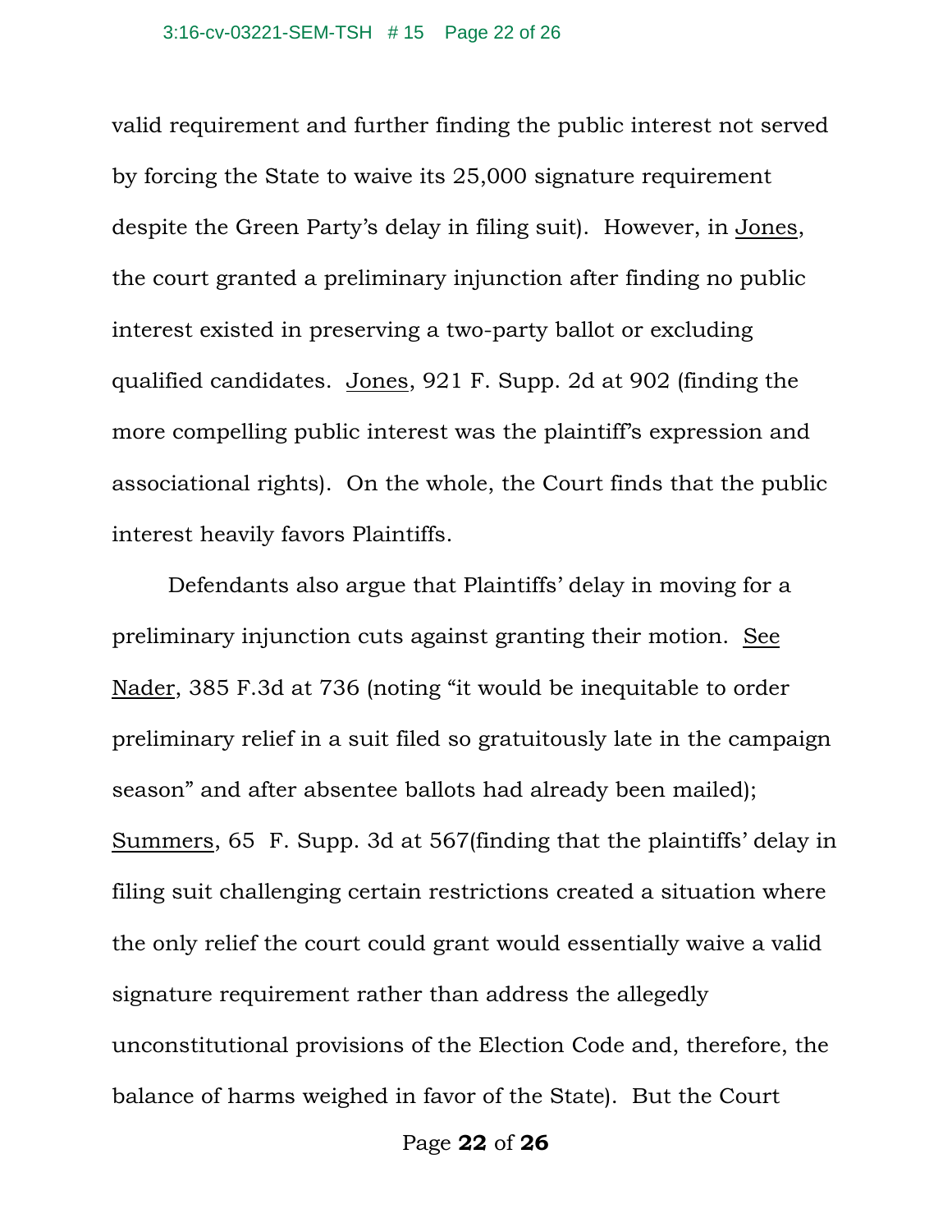valid requirement and further finding the public interest not served by forcing the State to waive its 25,000 signature requirement despite the Green Party's delay in filing suit). However, in Jones, the court granted a preliminary injunction after finding no public interest existed in preserving a two-party ballot or excluding qualified candidates. Jones, 921 F. Supp. 2d at 902 (finding the more compelling public interest was the plaintiff's expression and associational rights). On the whole, the Court finds that the public interest heavily favors Plaintiffs.

Defendants also argue that Plaintiffs' delay in moving for a preliminary injunction cuts against granting their motion. See Nader, 385 F.3d at 736 (noting "it would be inequitable to order preliminary relief in a suit filed so gratuitously late in the campaign season" and after absentee ballots had already been mailed); Summers, 65 F. Supp. 3d at 567(finding that the plaintiffs' delay in filing suit challenging certain restrictions created a situation where the only relief the court could grant would essentially waive a valid signature requirement rather than address the allegedly unconstitutional provisions of the Election Code and, therefore, the balance of harms weighed in favor of the State). But the Court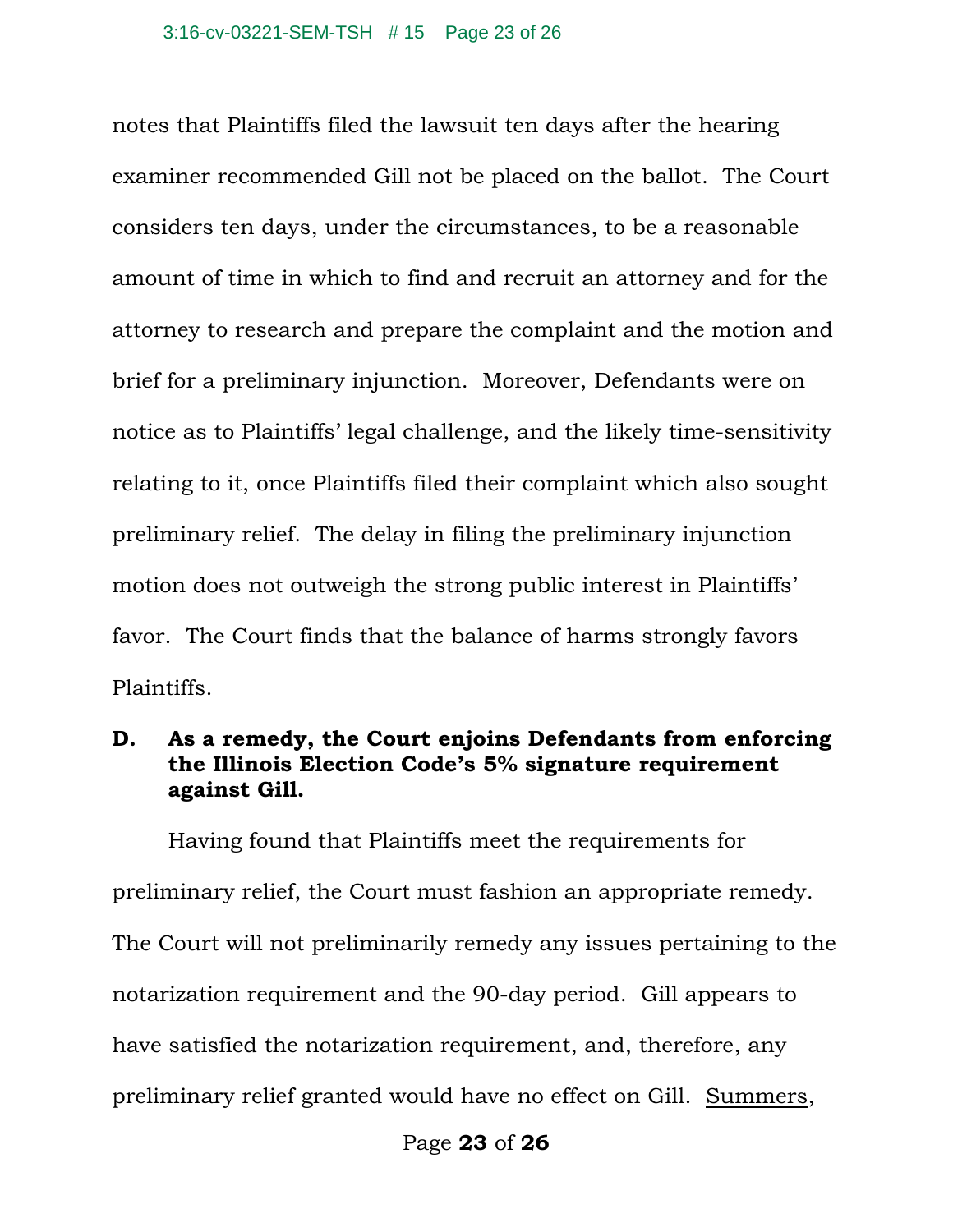notes that Plaintiffs filed the lawsuit ten days after the hearing examiner recommended Gill not be placed on the ballot. The Court considers ten days, under the circumstances, to be a reasonable amount of time in which to find and recruit an attorney and for the attorney to research and prepare the complaint and the motion and brief for a preliminary injunction. Moreover, Defendants were on notice as to Plaintiffs' legal challenge, and the likely time-sensitivity relating to it, once Plaintiffs filed their complaint which also sought preliminary relief. The delay in filing the preliminary injunction motion does not outweigh the strong public interest in Plaintiffs' favor. The Court finds that the balance of harms strongly favors Plaintiffs.

### D. As a remedy, the Court enjoins Defendants from enforcing the Illinois Election Code's 5% signature requirement against Gill.

Having found that Plaintiffs meet the requirements for preliminary relief, the Court must fashion an appropriate remedy. The Court will not preliminarily remedy any issues pertaining to the notarization requirement and the 90-day period. Gill appears to have satisfied the notarization requirement, and, therefore, any preliminary relief granted would have no effect on Gill. Summers,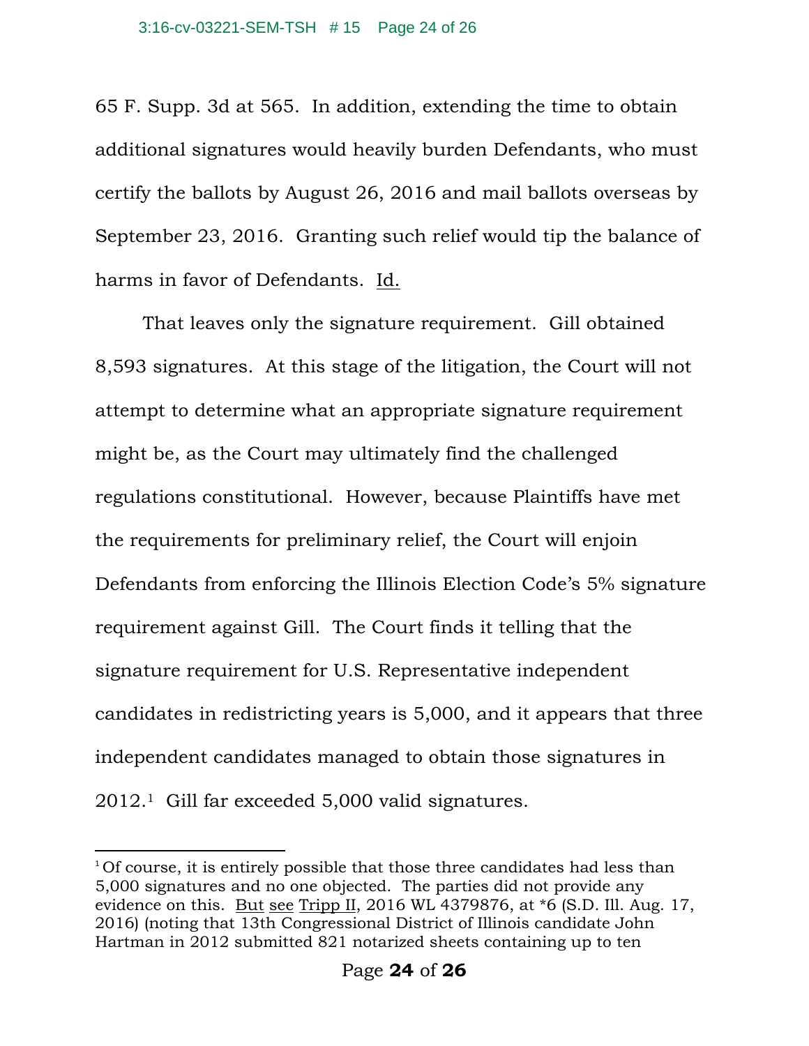65 F. Supp. 3d at 565. In addition, extending the time to obtain additional signatures would heavily burden Defendants, who must certify the ballots by August 26, 2016 and mail ballots overseas by September 23, 2016. Granting such relief would tip the balance of harms in favor of Defendants. Id.

That leaves only the signature requirement. Gill obtained 8,593 signatures. At this stage of the litigation, the Court will not attempt to determine what an appropriate signature requirement might be, as the Court may ultimately find the challenged regulations constitutional. However, because Plaintiffs have met the requirements for preliminary relief, the Court will enjoin Defendants from enforcing the Illinois Election Code's 5% signature requirement against Gill. The Court finds it telling that the signature requirement for U.S. Representative independent candidates in redistricting years is 5,000, and it appears that three independent candidates managed to obtain those signatures in 2012.[1] Gill far exceeded 5,000 valid signatures.

---

[1] Of course, it is entirely possible that those three candidates had less than 5,000 signatures and no one objected. The parties did not provide any evidence on this. But see Tripp II, 2016 WL 4379876, at *6 (S.D. Ill. Aug. 17, 2016) (noting that 13th Congressional District of Illinois candidate John Hartman in 2012 submitted 821 notarized sheets containing up to ten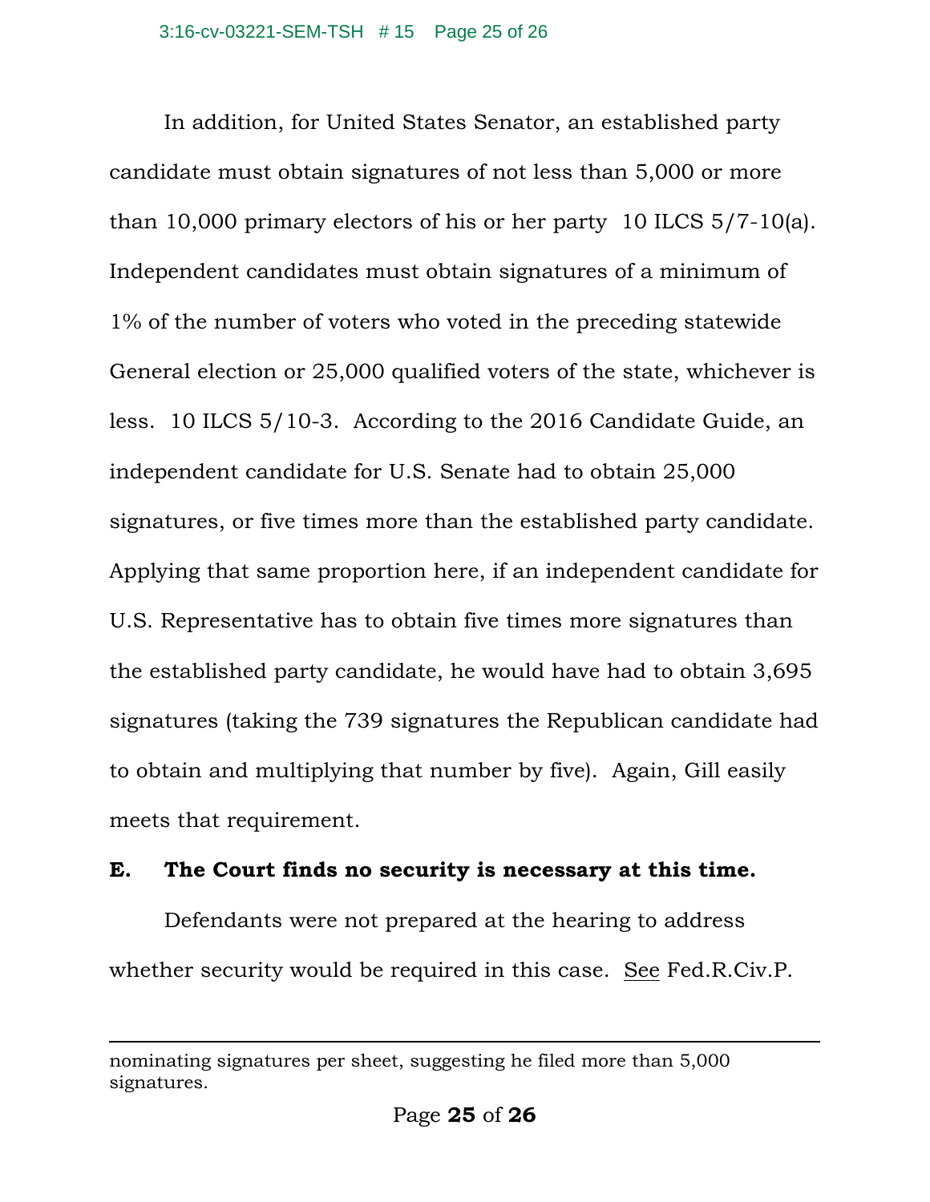In addition, for United States Senator, an established party candidate must obtain signatures of not less than 5,000 or more than 10,000 primary electors of his or her party  10 ILCS 5/7-10(a). Independent candidates must obtain signatures of a minimum of 1% of the number of voters who voted in the preceding statewide General election or 25,000 qualified voters of the state, whichever is less.  10 ILCS 5/10-3.  According to the 2016 Candidate Guide, an independent candidate for U.S. Senate had to obtain 25,000 signatures, or five times more than the established party candidate. Applying that same proportion here, if an independent candidate for U.S. Representative has to obtain five times more signatures than the established party candidate, he would have had to obtain 3,695 signatures (taking the 739 signatures the Republican candidate had to obtain and multiplying that number by five).  Again, Gill easily meets that requirement.

**E. The Court finds no security is necessary at this time.**

Defendants were not prepared at the hearing to address whether security would be required in this case.  See Fed.R.Civ.P.

---

nominating signatures per sheet, suggesting he filed more than 5,000 signatures.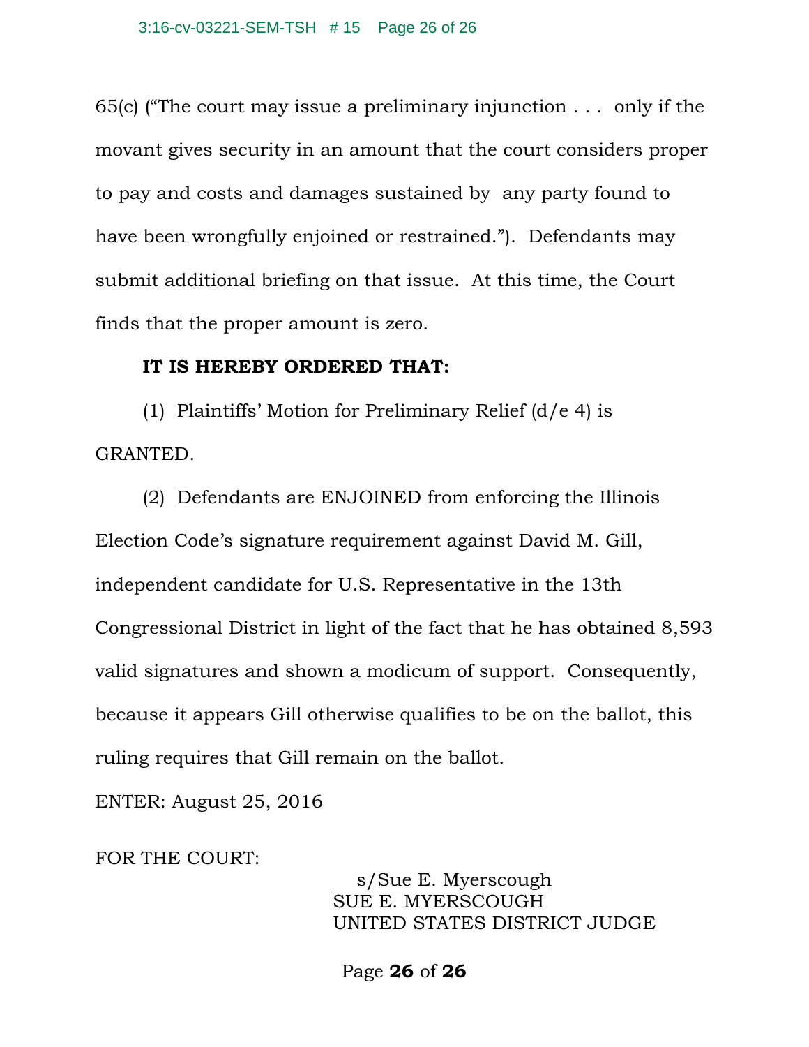65(c) ("The court may issue a preliminary injunction . . . only if the movant gives security in an amount that the court considers proper to pay and costs and damages sustained by any party found to have been wrongfully enjoined or restrained."). Defendants may submit additional briefing on that issue. At this time, the Court finds that the proper amount is zero.

**IT IS HEREBY ORDERED THAT:**

(1) Plaintiffs' Motion for Preliminary Relief (d/e 4) is GRANTED.

(2) Defendants are ENJOINED from enforcing the Illinois Election Code's signature requirement against David M. Gill, independent candidate for U.S. Representative in the 13th Congressional District in light of the fact that he has obtained 8,593 valid signatures and shown a modicum of support. Consequently, because it appears Gill otherwise qualifies to be on the ballot, this ruling requires that Gill remain on the ballot.

ENTER: August 25, 2016

FOR THE COURT:

s/Sue E. Myerscough
SUE E. MYERSCOUGH
UNITED STATES DISTRICT JUDGE